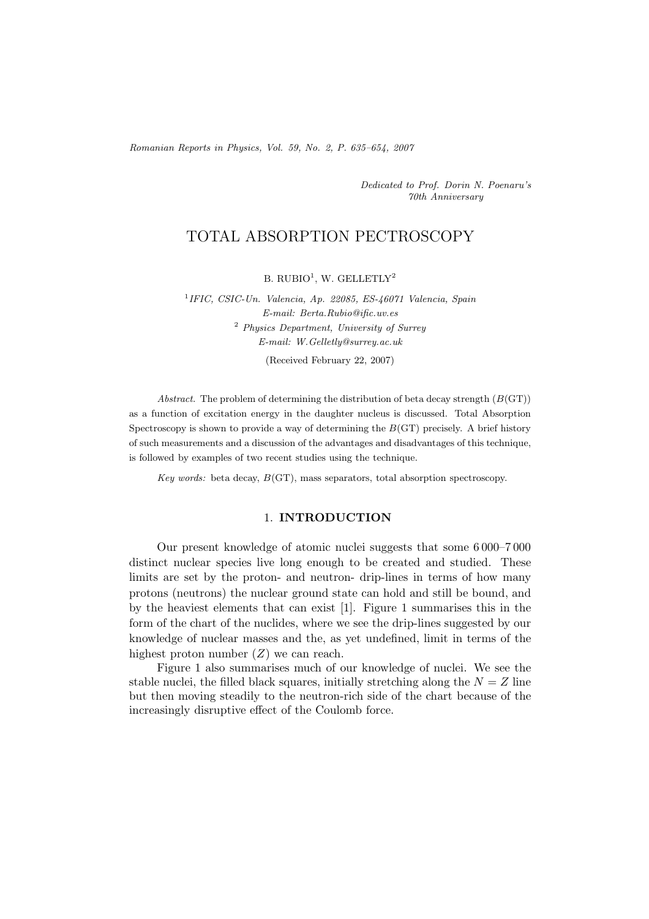*Dedicated to Prof. Dorin N. Poenaru's 70th Anniversary*

# TOTAL ABSORPTION PECTROSCOPY

B. RUBIO[1], W. GELLETLY[2]

[1] *IFIC, CSIC-Un. Valencia, Ap. 22085, ES-46071 Valencia, Spain*
*E-mail: Berta.Rubio@ific.uv.es*

[2] *Physics Department, University of Surrey*
*E-mail: W.Gelletly@surrey.ac.uk*

(Received February 22, 2007)

*Abstract.* The problem of determining the distribution of beta decay strength ($B$(GT)) as a function of excitation energy in the daughter nucleus is discussed. Total Absorption Spectroscopy is shown to provide a way of determining the $B$(GT) precisely. A brief history of such measurements and a discussion of the advantages and disadvantages of this technique, is followed by examples of two recent studies using the technique.

*Key words:* beta decay, $B$(GT), mass separators, total absorption spectroscopy.

## 1. INTRODUCTION

Our present knowledge of atomic nuclei suggests that some 6 000–7 000 distinct nuclear species live long enough to be created and studied. These limits are set by the proton- and neutron- drip-lines in terms of how many protons (neutrons) the nuclear ground state can hold and still be bound, and by the heaviest elements that can exist [1]. Figure 1 summarises this in the form of the chart of the nuclides, where we see the drip-lines suggested by our knowledge of nuclear masses and the, as yet undefined, limit in terms of the highest proton number ($Z$) we can reach.

Figure 1 also summarises much of our knowledge of nuclei. We see the stable nuclei, the filled black squares, initially stretching along the $N = Z$ line but then moving steadily to the neutron-rich side of the chart because of the increasingly disruptive effect of the Coulomb force.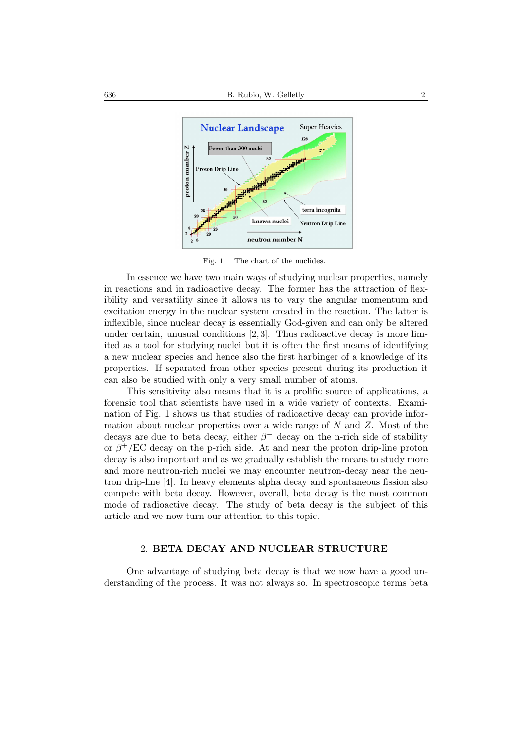Fig. 1 – The chart of the nuclides.

In essence we have two main ways of studying nuclear properties, namely in reactions and in radioactive decay. The former has the attraction of flexibility and versatility since it allows us to vary the angular momentum and excitation energy in the nuclear system created in the reaction. The latter is inflexible, since nuclear decay is essentially God-given and can only be altered under certain, unusual conditions [2, 3]. Thus radioactive decay is more limited as a tool for studying nuclei but it is often the first means of identifying a new nuclear species and hence also the first harbinger of a knowledge of its properties. If separated from other species present during its production it can also be studied with only a very small number of atoms.

This sensitivity also means that it is a prolific source of applications, a forensic tool that scientists have used in a wide variety of contexts. Examination of Fig. 1 shows us that studies of radioactive decay can provide information about nuclear properties over a wide range of $N$ and $Z$. Most of the decays are due to beta decay, either $\beta^-$ decay on the n-rich side of stability or $\beta^+$/EC decay on the p-rich side. At and near the proton drip-line proton decay is also important and as we gradually establish the means to study more and more neutron-rich nuclei we may encounter neutron-decay near the neutron drip-line [4]. In heavy elements alpha decay and spontaneous fission also compete with beta decay. However, overall, beta decay is the most common mode of radioactive decay. The study of beta decay is the subject of this article and we now turn our attention to this topic.

## 2. BETA DECAY AND NUCLEAR STRUCTURE

One advantage of studying beta decay is that we now have a good understanding of the process. It was not always so. In spectroscopic terms beta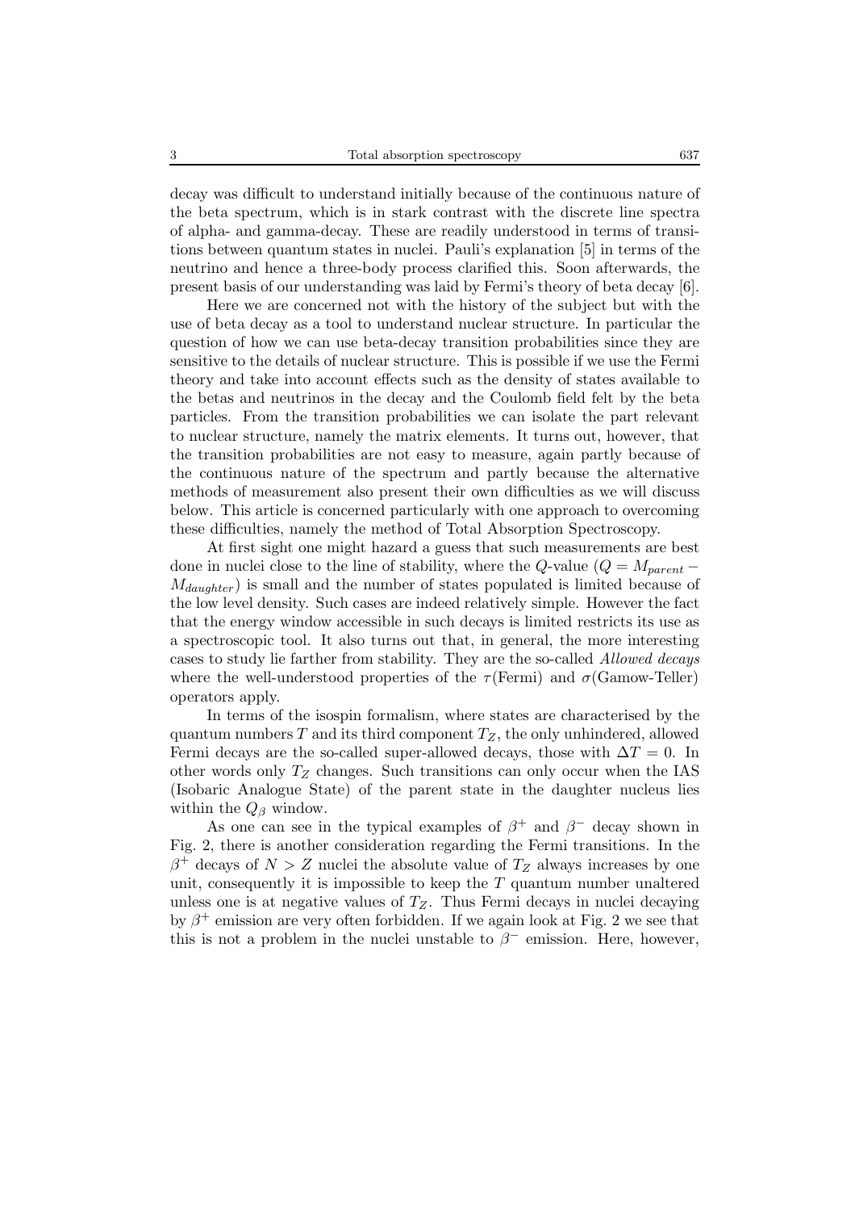decay was difficult to understand initially because of the continuous nature of the beta spectrum, which is in stark contrast with the discrete line spectra of alpha- and gamma-decay. These are readily understood in terms of transitions between quantum states in nuclei. Pauli's explanation [5] in terms of the neutrino and hence a three-body process clarified this. Soon afterwards, the present basis of our understanding was laid by Fermi's theory of beta decay [6].

Here we are concerned not with the history of the subject but with the use of beta decay as a tool to understand nuclear structure. In particular the question of how we can use beta-decay transition probabilities since they are sensitive to the details of nuclear structure. This is possible if we use the Fermi theory and take into account effects such as the density of states available to the betas and neutrinos in the decay and the Coulomb field felt by the beta particles. From the transition probabilities we can isolate the part relevant to nuclear structure, namely the matrix elements. It turns out, however, that the transition probabilities are not easy to measure, again partly because of the continuous nature of the spectrum and partly because the alternative methods of measurement also present their own difficulties as we will discuss below. This article is concerned particularly with one approach to overcoming these difficulties, namely the method of Total Absorption Spectroscopy.

At first sight one might hazard a guess that such measurements are best done in nuclei close to the line of stability, where the $Q$-value ($Q = M_{parent} - M_{daughter}$) is small and the number of states populated is limited because of the low level density. Such cases are indeed relatively simple. However the fact that the energy window accessible in such decays is limited restricts its use as a spectroscopic tool. It also turns out that, in general, the more interesting cases to study lie farther from stability. They are the so-called *Allowed decays* where the well-understood properties of the $\tau$(Fermi) and $\sigma$(Gamow-Teller) operators apply.

In terms of the isospin formalism, where states are characterised by the quantum numbers $T$ and its third component $T_Z$, the only unhindered, allowed Fermi decays are the so-called super-allowed decays, those with $\Delta T = 0$. In other words only $T_Z$ changes. Such transitions can only occur when the IAS (Isobaric Analogue State) of the parent state in the daughter nucleus lies within the $Q_\beta$ window.

As one can see in the typical examples of $\beta^+$ and $\beta^-$ decay shown in Fig. 2, there is another consideration regarding the Fermi transitions. In the $\beta^+$ decays of $N > Z$ nuclei the absolute value of $T_Z$ always increases by one unit, consequently it is impossible to keep the $T$ quantum number unaltered unless one is at negative values of $T_Z$. Thus Fermi decays in nuclei decaying by $\beta^+$ emission are very often forbidden. If we again look at Fig. 2 we see that this is not a problem in the nuclei unstable to $\beta^-$ emission. Here, however,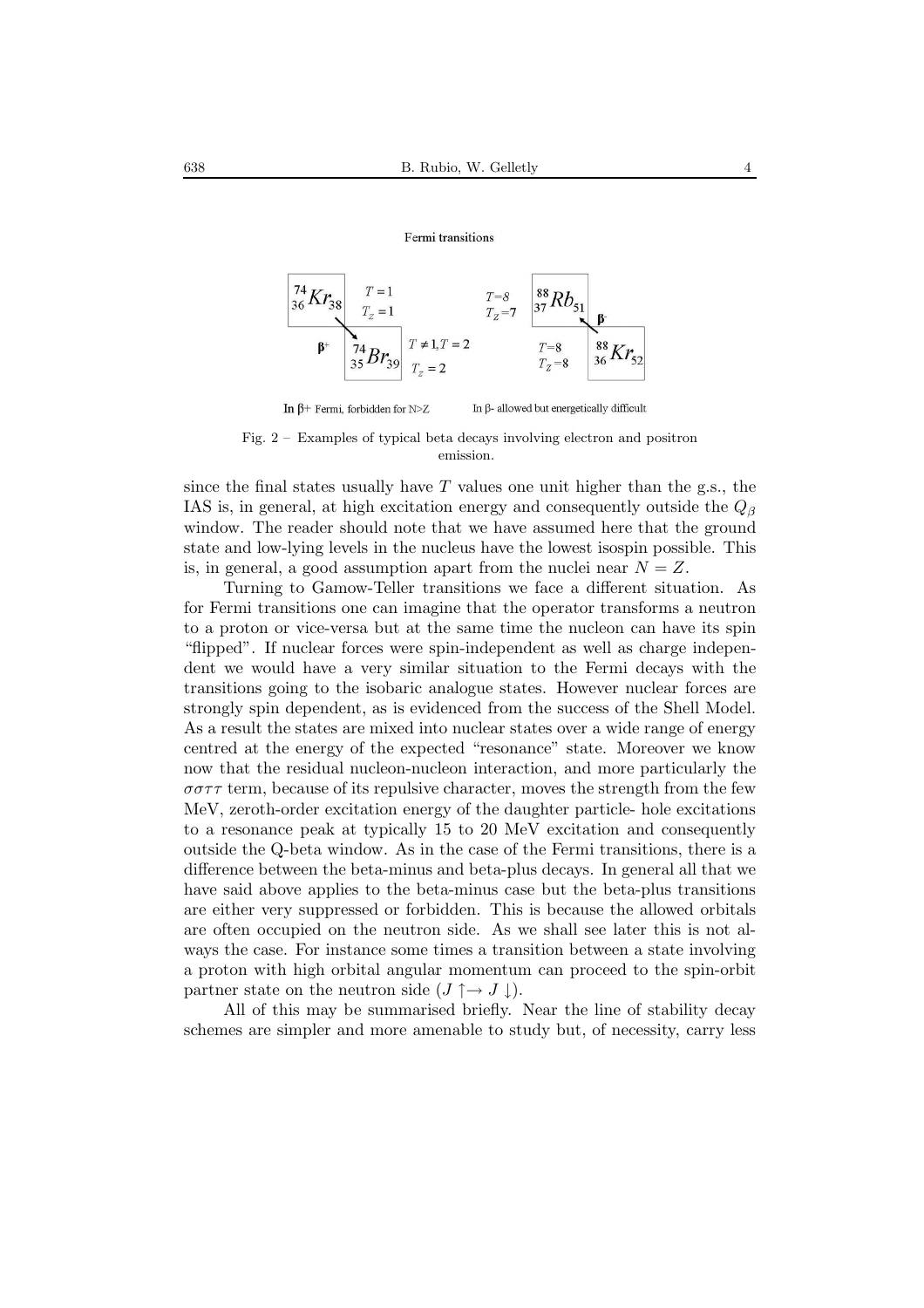Fermi transitions

$^{74}_{36}Kr_{38}$ $T=1$ $T_Z=1$ $\beta^+$ $^{74}_{35}Br_{39}$ $T\neq 1, T=2$ $T_Z=2$

$T=8$ $T_Z=7$ $^{88}_{37}Rb_{51}$ $\beta^-$ $T=8$ $T_Z=8$ $^{88}_{36}Kr_{52}$

In $\beta$+ Fermi, forbidden for N>Z

In $\beta$- allowed but energetically difficult

Fig. 2 – Examples of typical beta decays involving electron and positron emission.

since the final states usually have $T$ values one unit higher than the g.s., the IAS is, in general, at high excitation energy and consequently outside the $Q_\beta$ window. The reader should note that we have assumed here that the ground state and low-lying levels in the nucleus have the lowest isospin possible. This is, in general, a good assumption apart from the nuclei near $N = Z$.

Turning to Gamow-Teller transitions we face a different situation. As for Fermi transitions one can imagine that the operator transforms a neutron to a proton or vice-versa but at the same time the nucleon can have its spin "flipped". If nuclear forces were spin-independent as well as charge independent we would have a very similar situation to the Fermi decays with the transitions going to the isobaric analogue states. However nuclear forces are strongly spin dependent, as is evidenced from the success of the Shell Model. As a result the states are mixed into nuclear states over a wide range of energy centred at the energy of the expected "resonance" state. Moreover we know now that the residual nucleon-nucleon interaction, and more particularly the $\sigma\sigma\tau\tau$ term, because of its repulsive character, moves the strength from the few MeV, zeroth-order excitation energy of the daughter particle- hole excitations to a resonance peak at typically 15 to 20 MeV excitation and consequently outside the Q-beta window. As in the case of the Fermi transitions, there is a difference between the beta-minus and beta-plus decays. In general all that we have said above applies to the beta-minus case but the beta-plus transitions are either very suppressed or forbidden. This is because the allowed orbitals are often occupied on the neutron side. As we shall see later this is not always the case. For instance some times a transition between a state involving a proton with high orbital angular momentum can proceed to the spin-orbit partner state on the neutron side ($J \uparrow \rightarrow J \downarrow$).

All of this may be summarised briefly. Near the line of stability decay schemes are simpler and more amenable to study but, of necessity, carry less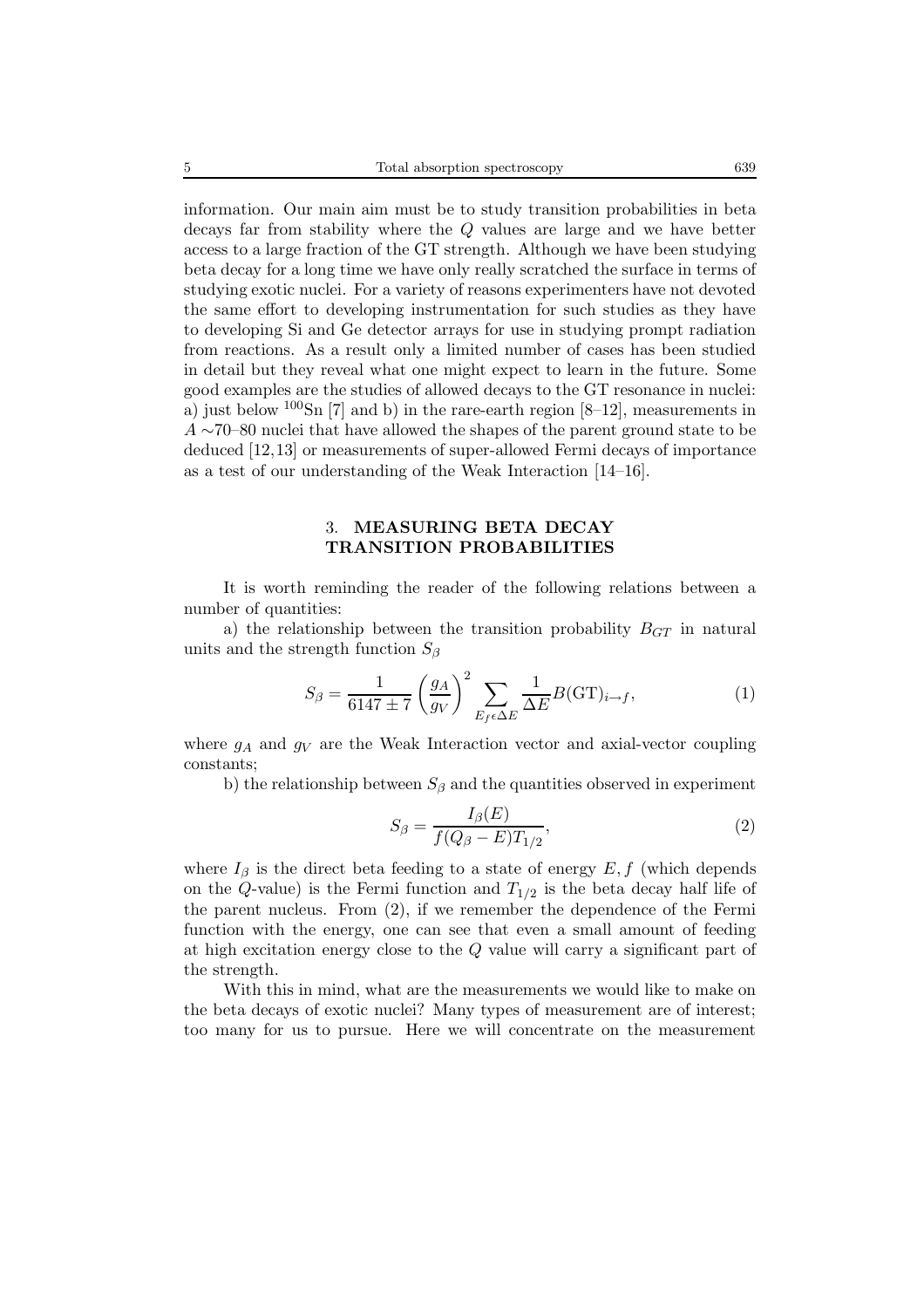information. Our main aim must be to study transition probabilities in beta decays far from stability where the $Q$ values are large and we have better access to a large fraction of the GT strength. Although we have been studying beta decay for a long time we have only really scratched the surface in terms of studying exotic nuclei. For a variety of reasons experimenters have not devoted the same effort to developing instrumentation for such studies as they have to developing Si and Ge detector arrays for use in studying prompt radiation from reactions. As a result only a limited number of cases has been studied in detail but they reveal what one might expect to learn in the future. Some good examples are the studies of allowed decays to the GT resonance in nuclei: a) just below $^{100}$Sn [7] and b) in the rare-earth region [8–12], measurements in $A \sim$70–80 nuclei that have allowed the shapes of the parent ground state to be deduced [12,13] or measurements of super-allowed Fermi decays of importance as a test of our understanding of the Weak Interaction [14–16].

## 3. MEASURING BETA DECAY TRANSITION PROBABILITIES

It is worth reminding the reader of the following relations between a number of quantities:

a) the relationship between the transition probability $B_{GT}$ in natural units and the strength function $S_\beta$

$$S_\beta = \frac{1}{6147 \pm 7}\left(\frac{g_A}{g_V}\right)^2 \sum_{E_f \epsilon \Delta E} \frac{1}{\Delta E} B(\mathrm{GT})_{i \to f}, \tag{1}$$

where $g_A$ and $g_V$ are the Weak Interaction vector and axial-vector coupling constants;

b) the relationship between $S_\beta$ and the quantities observed in experiment

$$S_\beta = \frac{I_\beta(E)}{f(Q_\beta - E)T_{1/2}}, \tag{2}$$

where $I_\beta$ is the direct beta feeding to a state of energy $E, f$ (which depends on the $Q$-value) is the Fermi function and $T_{1/2}$ is the beta decay half life of the parent nucleus. From (2), if we remember the dependence of the Fermi function with the energy, one can see that even a small amount of feeding at high excitation energy close to the $Q$ value will carry a significant part of the strength.

With this in mind, what are the measurements we would like to make on the beta decays of exotic nuclei? Many types of measurement are of interest; too many for us to pursue. Here we will concentrate on the measurement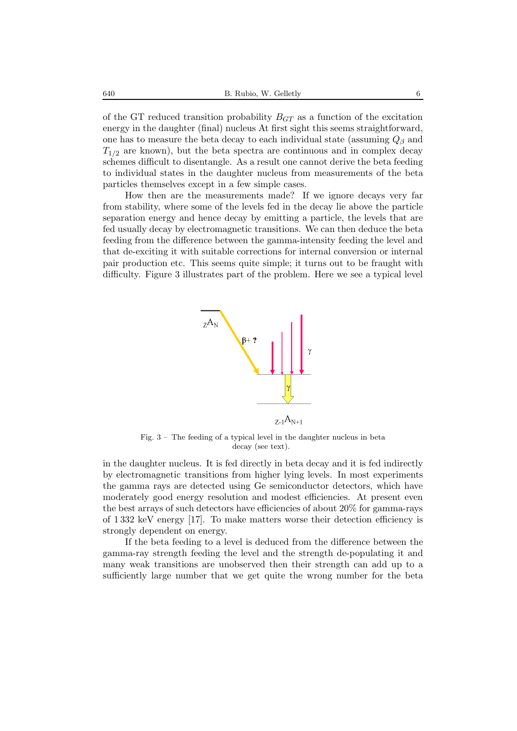of the GT reduced transition probability $B_{GT}$ as a function of the excitation energy in the daughter (final) nucleus At first sight this seems straightforward, one has to measure the beta decay to each individual state (assuming $Q_\beta$ and $T_{1/2}$ are known), but the beta spectra are continuous and in complex decay schemes difficult to disentangle. As a result one cannot derive the beta feeding to individual states in the daughter nucleus from measurements of the beta particles themselves except in a few simple cases.

How then are the measurements made? If we ignore decays very far from stability, where some of the levels fed in the decay lie above the particle separation energy and hence decay by emitting a particle, the levels that are fed usually decay by electromagnetic transitions. We can then deduce the beta feeding from the difference between the gamma-intensity feeding the level and that de-exciting it with suitable corrections for internal conversion or internal pair production etc. This seems quite simple; it turns out to be fraught with difficulty. Figure 3 illustrates part of the problem. Here we see a typical level

Fig. 3 – The feeding of a typical level in the daughter nucleus in beta decay (see text).

in the daughter nucleus. It is fed directly in beta decay and it is fed indirectly by electromagnetic transitions from higher lying levels. In most experiments the gamma rays are detected using Ge semiconductor detectors, which have moderately good energy resolution and modest efficiencies. At present even the best arrays of such detectors have efficiencies of about 20% for gamma-rays of 1 332 keV energy [17]. To make matters worse their detection efficiency is strongly dependent on energy.

If the beta feeding to a level is deduced from the difference between the gamma-ray strength feeding the level and the strength de-populating it and many weak transitions are unobserved then their strength can add up to a sufficiently large number that we get quite the wrong number for the beta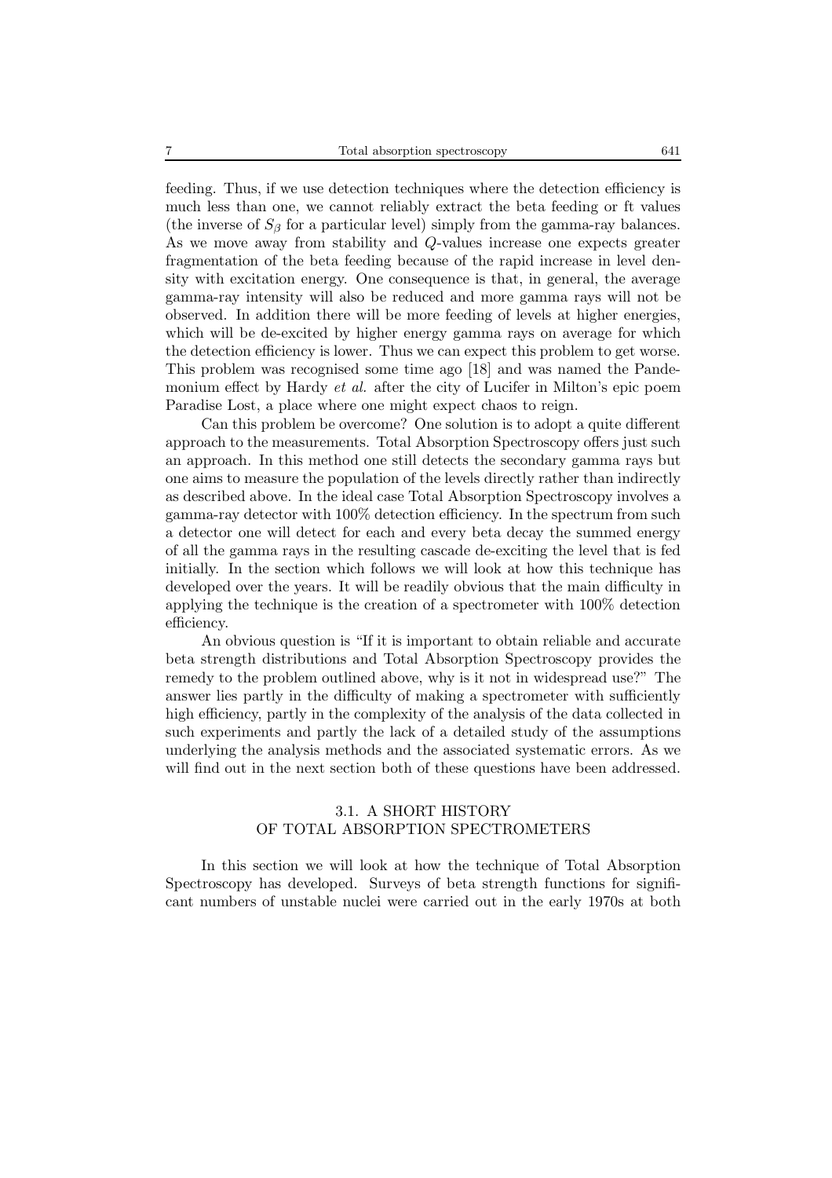feeding. Thus, if we use detection techniques where the detection efficiency is much less than one, we cannot reliably extract the beta feeding or ft values (the inverse of $S_\beta$ for a particular level) simply from the gamma-ray balances. As we move away from stability and $Q$-values increase one expects greater fragmentation of the beta feeding because of the rapid increase in level density with excitation energy. One consequence is that, in general, the average gamma-ray intensity will also be reduced and more gamma rays will not be observed. In addition there will be more feeding of levels at higher energies, which will be de-excited by higher energy gamma rays on average for which the detection efficiency is lower. Thus we can expect this problem to get worse. This problem was recognised some time ago [18] and was named the Pandemonium effect by Hardy *et al.* after the city of Lucifer in Milton's epic poem Paradise Lost, a place where one might expect chaos to reign.

Can this problem be overcome? One solution is to adopt a quite different approach to the measurements. Total Absorption Spectroscopy offers just such an approach. In this method one still detects the secondary gamma rays but one aims to measure the population of the levels directly rather than indirectly as described above. In the ideal case Total Absorption Spectroscopy involves a gamma-ray detector with 100% detection efficiency. In the spectrum from such a detector one will detect for each and every beta decay the summed energy of all the gamma rays in the resulting cascade de-exciting the level that is fed initially. In the section which follows we will look at how this technique has developed over the years. It will be readily obvious that the main difficulty in applying the technique is the creation of a spectrometer with 100% detection efficiency.

An obvious question is "If it is important to obtain reliable and accurate beta strength distributions and Total Absorption Spectroscopy provides the remedy to the problem outlined above, why is it not in widespread use?" The answer lies partly in the difficulty of making a spectrometer with sufficiently high efficiency, partly in the complexity of the analysis of the data collected in such experiments and partly the lack of a detailed study of the assumptions underlying the analysis methods and the associated systematic errors. As we will find out in the next section both of these questions have been addressed.

### 3.1. A SHORT HISTORY OF TOTAL ABSORPTION SPECTROMETERS

In this section we will look at how the technique of Total Absorption Spectroscopy has developed. Surveys of beta strength functions for significant numbers of unstable nuclei were carried out in the early 1970s at both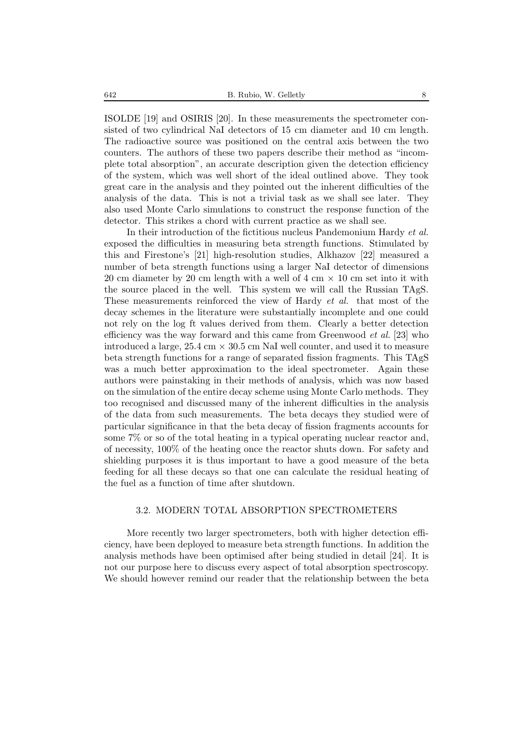ISOLDE [19] and OSIRIS [20]. In these measurements the spectrometer consisted of two cylindrical NaI detectors of 15 cm diameter and 10 cm length. The radioactive source was positioned on the central axis between the two counters. The authors of these two papers describe their method as "incomplete total absorption", an accurate description given the detection efficiency of the system, which was well short of the ideal outlined above. They took great care in the analysis and they pointed out the inherent difficulties of the analysis of the data. This is not a trivial task as we shall see later. They also used Monte Carlo simulations to construct the response function of the detector. This strikes a chord with current practice as we shall see.

In their introduction of the fictitious nucleus Pandemonium Hardy *et al.* exposed the difficulties in measuring beta strength functions. Stimulated by this and Firestone's [21] high-resolution studies, Alkhazov [22] measured a number of beta strength functions using a larger NaI detector of dimensions 20 cm diameter by 20 cm length with a well of 4 cm $\times$ 10 cm set into it with the source placed in the well. This system we will call the Russian TAgS. These measurements reinforced the view of Hardy *et al.* that most of the decay schemes in the literature were substantially incomplete and one could not rely on the log ft values derived from them. Clearly a better detection efficiency was the way forward and this came from Greenwood *et al.* [23] who introduced a large, 25.4 cm $\times$ 30.5 cm NaI well counter, and used it to measure beta strength functions for a range of separated fission fragments. This TAgS was a much better approximation to the ideal spectrometer. Again these authors were painstaking in their methods of analysis, which was now based on the simulation of the entire decay scheme using Monte Carlo methods. They too recognised and discussed many of the inherent difficulties in the analysis of the data from such measurements. The beta decays they studied were of particular significance in that the beta decay of fission fragments accounts for some 7% or so of the total heating in a typical operating nuclear reactor and, of necessity, 100% of the heating once the reactor shuts down. For safety and shielding purposes it is thus important to have a good measure of the beta feeding for all these decays so that one can calculate the residual heating of the fuel as a function of time after shutdown.

### 3.2. MODERN TOTAL ABSORPTION SPECTROMETERS

More recently two larger spectrometers, both with higher detection efficiency, have been deployed to measure beta strength functions. In addition the analysis methods have been optimised after being studied in detail [24]. It is not our purpose here to discuss every aspect of total absorption spectroscopy. We should however remind our reader that the relationship between the beta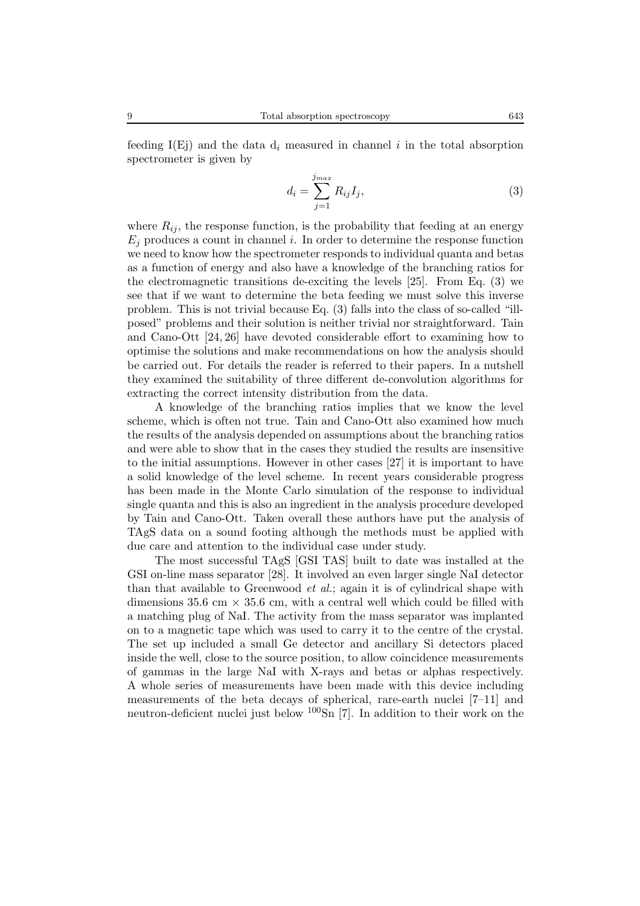feeding I(Ej) and the data $d_i$ measured in channel $i$ in the total absorption spectrometer is given by

$$d_i = \sum_{j=1}^{j_{max}} R_{ij} I_j, \tag{3}$$

where $R_{ij}$, the response function, is the probability that feeding at an energy $E_j$ produces a count in channel $i$. In order to determine the response function we need to know how the spectrometer responds to individual quanta and betas as a function of energy and also have a knowledge of the branching ratios for the electromagnetic transitions de-exciting the levels [25]. From Eq. (3) we see that if we want to determine the beta feeding we must solve this inverse problem. This is not trivial because Eq. (3) falls into the class of so-called "ill-posed" problems and their solution is neither trivial nor straightforward. Tain and Cano-Ott [24, 26] have devoted considerable effort to examining how to optimise the solutions and make recommendations on how the analysis should be carried out. For details the reader is referred to their papers. In a nutshell they examined the suitability of three different de-convolution algorithms for extracting the correct intensity distribution from the data.

A knowledge of the branching ratios implies that we know the level scheme, which is often not true. Tain and Cano-Ott also examined how much the results of the analysis depended on assumptions about the branching ratios and were able to show that in the cases they studied the results are insensitive to the initial assumptions. However in other cases [27] it is important to have a solid knowledge of the level scheme. In recent years considerable progress has been made in the Monte Carlo simulation of the response to individual single quanta and this is also an ingredient in the analysis procedure developed by Tain and Cano-Ott. Taken overall these authors have put the analysis of TAgS data on a sound footing although the methods must be applied with due care and attention to the individual case under study.

The most successful TAgS [GSI TAS] built to date was installed at the GSI on-line mass separator [28]. It involved an even larger single NaI detector than that available to Greenwood *et al.*; again it is of cylindrical shape with dimensions 35.6 cm × 35.6 cm, with a central well which could be filled with a matching plug of NaI. The activity from the mass separator was implanted on to a magnetic tape which was used to carry it to the centre of the crystal. The set up included a small Ge detector and ancillary Si detectors placed inside the well, close to the source position, to allow coincidence measurements of gammas in the large NaI with X-rays and betas or alphas respectively. A whole series of measurements have been made with this device including measurements of the beta decays of spherical, rare-earth nuclei [7–11] and neutron-deficient nuclei just below $^{100}$Sn [7]. In addition to their work on the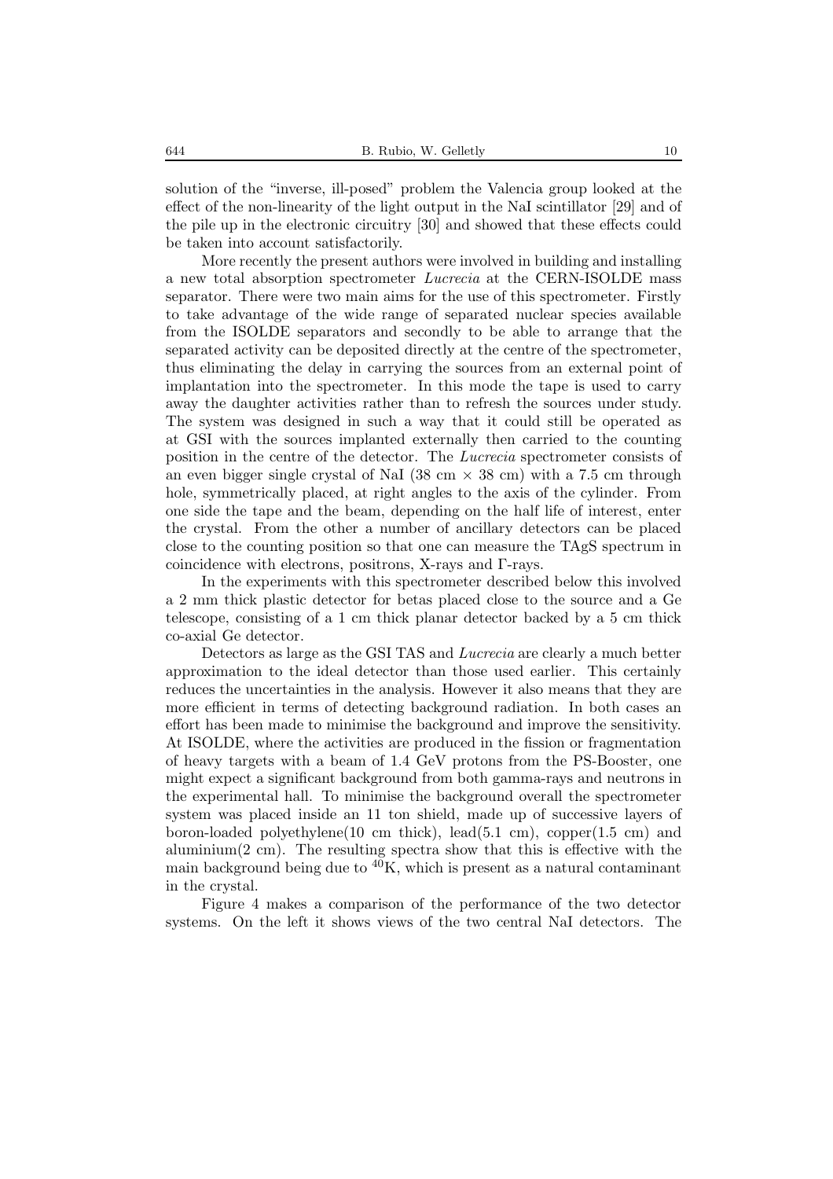solution of the "inverse, ill-posed" problem the Valencia group looked at the effect of the non-linearity of the light output in the NaI scintillator [29] and of the pile up in the electronic circuitry [30] and showed that these effects could be taken into account satisfactorily.

More recently the present authors were involved in building and installing a new total absorption spectrometer *Lucrecia* at the CERN-ISOLDE mass separator. There were two main aims for the use of this spectrometer. Firstly to take advantage of the wide range of separated nuclear species available from the ISOLDE separators and secondly to be able to arrange that the separated activity can be deposited directly at the centre of the spectrometer, thus eliminating the delay in carrying the sources from an external point of implantation into the spectrometer. In this mode the tape is used to carry away the daughter activities rather than to refresh the sources under study. The system was designed in such a way that it could still be operated as at GSI with the sources implanted externally then carried to the counting position in the centre of the detector. The *Lucrecia* spectrometer consists of an even bigger single crystal of NaI (38 cm × 38 cm) with a 7.5 cm through hole, symmetrically placed, at right angles to the axis of the cylinder. From one side the tape and the beam, depending on the half life of interest, enter the crystal. From the other a number of ancillary detectors can be placed close to the counting position so that one can measure the TAgS spectrum in coincidence with electrons, positrons, X-rays and Γ-rays.

In the experiments with this spectrometer described below this involved a 2 mm thick plastic detector for betas placed close to the source and a Ge telescope, consisting of a 1 cm thick planar detector backed by a 5 cm thick co-axial Ge detector.

Detectors as large as the GSI TAS and *Lucrecia* are clearly a much better approximation to the ideal detector than those used earlier. This certainly reduces the uncertainties in the analysis. However it also means that they are more efficient in terms of detecting background radiation. In both cases an effort has been made to minimise the background and improve the sensitivity. At ISOLDE, where the activities are produced in the fission or fragmentation of heavy targets with a beam of 1.4 GeV protons from the PS-Booster, one might expect a significant background from both gamma-rays and neutrons in the experimental hall. To minimise the background overall the spectrometer system was placed inside an 11 ton shield, made up of successive layers of boron-loaded polyethylene(10 cm thick), lead(5.1 cm), copper(1.5 cm) and aluminium(2 cm). The resulting spectra show that this is effective with the main background being due to $^{40}$K, which is present as a natural contaminant in the crystal.

Figure 4 makes a comparison of the performance of the two detector systems. On the left it shows views of the two central NaI detectors. The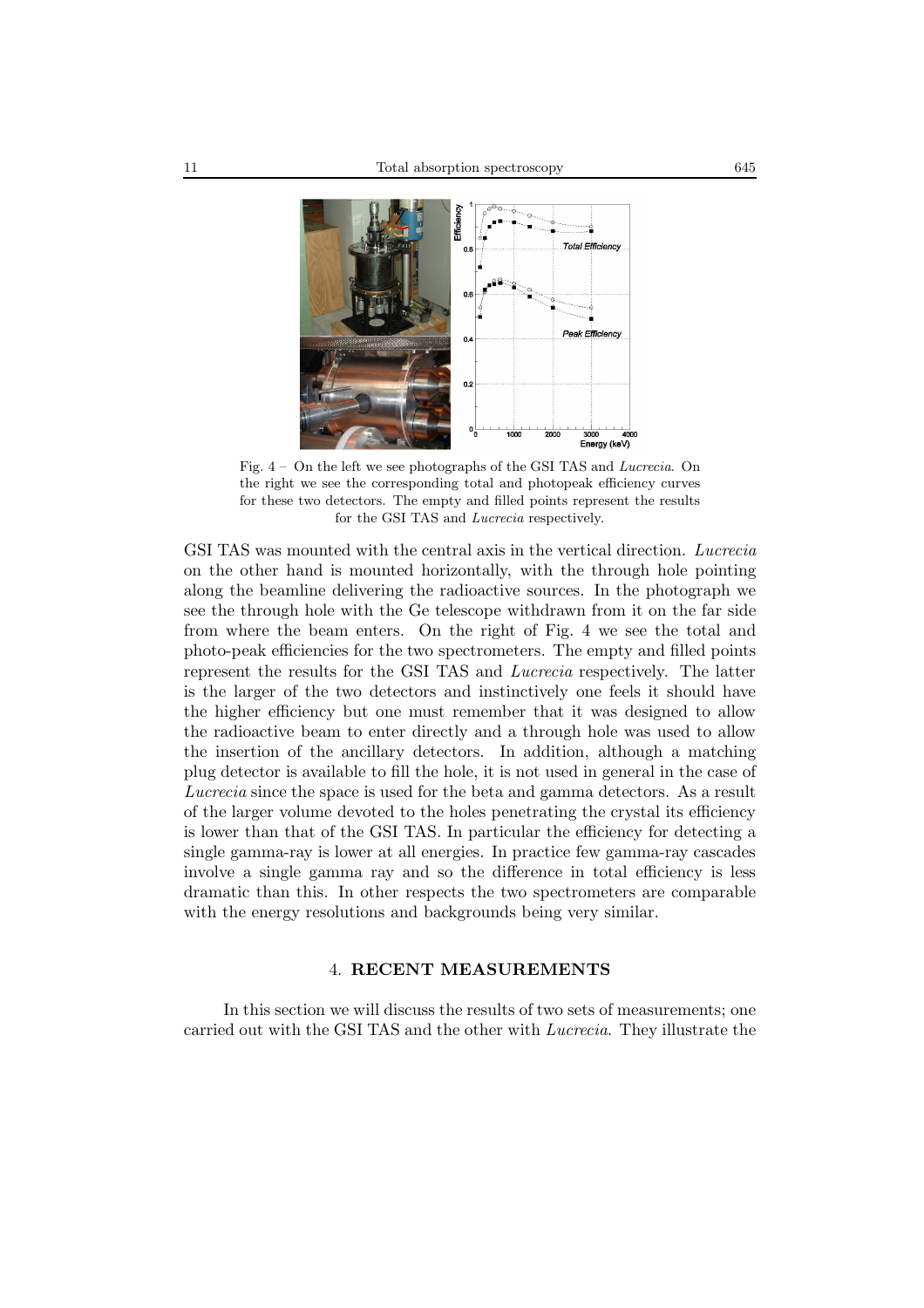Fig. 4 – On the left we see photographs of the GSI TAS and *Lucrecia*. On the right we see the corresponding total and photopeak efficiency curves for these two detectors. The empty and filled points represent the results for the GSI TAS and *Lucrecia* respectively.

GSI TAS was mounted with the central axis in the vertical direction. *Lucrecia* on the other hand is mounted horizontally, with the through hole pointing along the beamline delivering the radioactive sources. In the photograph we see the through hole with the Ge telescope withdrawn from it on the far side from where the beam enters. On the right of Fig. 4 we see the total and photo-peak efficiencies for the two spectrometers. The empty and filled points represent the results for the GSI TAS and *Lucrecia* respectively. The latter is the larger of the two detectors and instinctively one feels it should have the higher efficiency but one must remember that it was designed to allow the radioactive beam to enter directly and a through hole was used to allow the insertion of the ancillary detectors. In addition, although a matching plug detector is available to fill the hole, it is not used in general in the case of *Lucrecia* since the space is used for the beta and gamma detectors. As a result of the larger volume devoted to the holes penetrating the crystal its efficiency is lower than that of the GSI TAS. In particular the efficiency for detecting a single gamma-ray is lower at all energies. In practice few gamma-ray cascades involve a single gamma ray and so the difference in total efficiency is less dramatic than this. In other respects the two spectrometers are comparable with the energy resolutions and backgrounds being very similar.

## 4. RECENT MEASUREMENTS

In this section we will discuss the results of two sets of measurements; one carried out with the GSI TAS and the other with *Lucrecia*. They illustrate the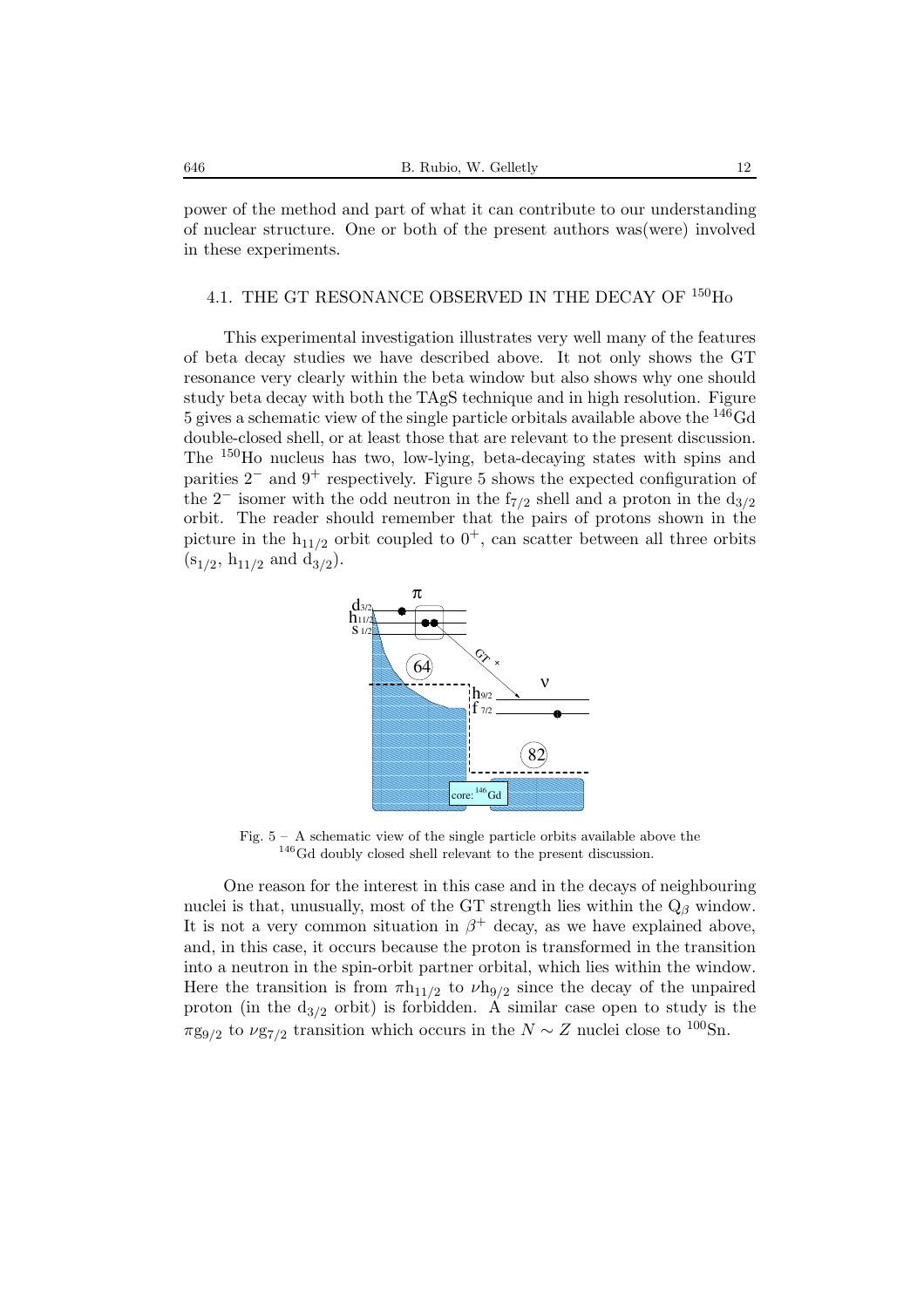power of the method and part of what it can contribute to our understanding of nuclear structure. One or both of the present authors was(were) involved in these experiments.

### 4.1. THE GT RESONANCE OBSERVED IN THE DECAY OF $^{150}$Ho

This experimental investigation illustrates very well many of the features of beta decay studies we have described above. It not only shows the GT resonance very clearly within the beta window but also shows why one should study beta decay with both the TAgS technique and in high resolution. Figure 5 gives a schematic view of the single particle orbitals available above the $^{146}$Gd double-closed shell, or at least those that are relevant to the present discussion. The $^{150}$Ho nucleus has two, low-lying, beta-decaying states with spins and parities $2^-$ and $9^+$ respectively. Figure 5 shows the expected configuration of the $2^-$ isomer with the odd neutron in the $f_{7/2}$ shell and a proton in the $d_{3/2}$ orbit. The reader should remember that the pairs of protons shown in the picture in the $h_{11/2}$ orbit coupled to $0^+$, can scatter between all three orbits ($s_{1/2}$, $h_{11/2}$ and $d_{3/2}$).

Fig. 5 – A schematic view of the single particle orbits available above the $^{146}$Gd doubly closed shell relevant to the present discussion.

One reason for the interest in this case and in the decays of neighbouring nuclei is that, unusually, most of the GT strength lies within the $Q_\beta$ window. It is not a very common situation in $\beta^+$ decay, as we have explained above, and, in this case, it occurs because the proton is transformed in the transition into a neutron in the spin-orbit partner orbital, which lies within the window. Here the transition is from $\pi h_{11/2}$ to $\nu h_{9/2}$ since the decay of the unpaired proton (in the $d_{3/2}$ orbit) is forbidden. A similar case open to study is the $\pi g_{9/2}$ to $\nu g_{7/2}$ transition which occurs in the $N \sim Z$ nuclei close to $^{100}$Sn.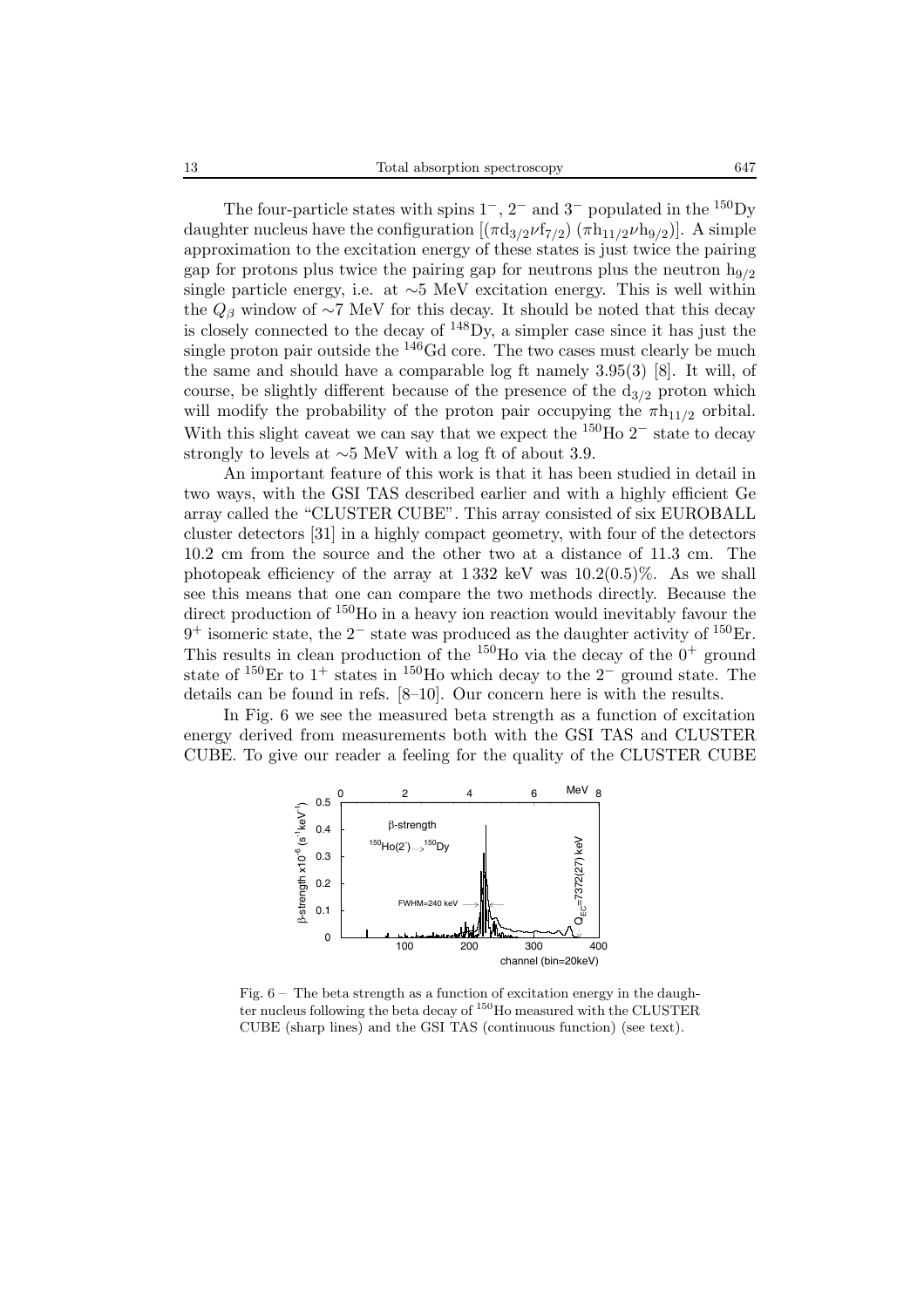The four-particle states with spins $1^-$, $2^-$ and $3^-$ populated in the $^{150}$Dy daughter nucleus have the configuration $[(\pi d_{3/2}\nu f_{7/2})\ (\pi h_{11/2}\nu h_{9/2})]$. A simple approximation to the excitation energy of these states is just twice the pairing gap for protons plus twice the pairing gap for neutrons plus the neutron $h_{9/2}$ single particle energy, i.e. at ∼5 MeV excitation energy. This is well within the $Q_\beta$ window of ∼7 MeV for this decay. It should be noted that this decay is closely connected to the decay of $^{148}$Dy, a simpler case since it has just the single proton pair outside the $^{146}$Gd core. The two cases must clearly be much the same and should have a comparable log ft namely 3.95(3) [8]. It will, of course, be slightly different because of the presence of the $d_{3/2}$ proton which will modify the probability of the proton pair occupying the $\pi h_{11/2}$ orbital. With this slight caveat we can say that we expect the $^{150}$Ho $2^-$ state to decay strongly to levels at ∼5 MeV with a log ft of about 3.9.

An important feature of this work is that it has been studied in detail in two ways, with the GSI TAS described earlier and with a highly efficient Ge array called the "CLUSTER CUBE". This array consisted of six EUROBALL cluster detectors [31] in a highly compact geometry, with four of the detectors 10.2 cm from the source and the other two at a distance of 11.3 cm. The photopeak efficiency of the array at 1 332 keV was 10.2(0.5)%. As we shall see this means that one can compare the two methods directly. Because the direct production of $^{150}$Ho in a heavy ion reaction would inevitably favour the $9^+$ isomeric state, the $2^-$ state was produced as the daughter activity of $^{150}$Er. This results in clean production of the $^{150}$Ho via the decay of the $0^+$ ground state of $^{150}$Er to $1^+$ states in $^{150}$Ho which decay to the $2^-$ ground state. The details can be found in refs. [8–10]. Our concern here is with the results.

In Fig. 6 we see the measured beta strength as a function of excitation energy derived from measurements both with the GSI TAS and CLUSTER CUBE. To give our reader a feeling for the quality of the CLUSTER CUBE

Fig. 6 – The beta strength as a function of excitation energy in the daughter nucleus following the beta decay of $^{150}$Ho measured with the CLUSTER CUBE (sharp lines) and the GSI TAS (continuous function) (see text).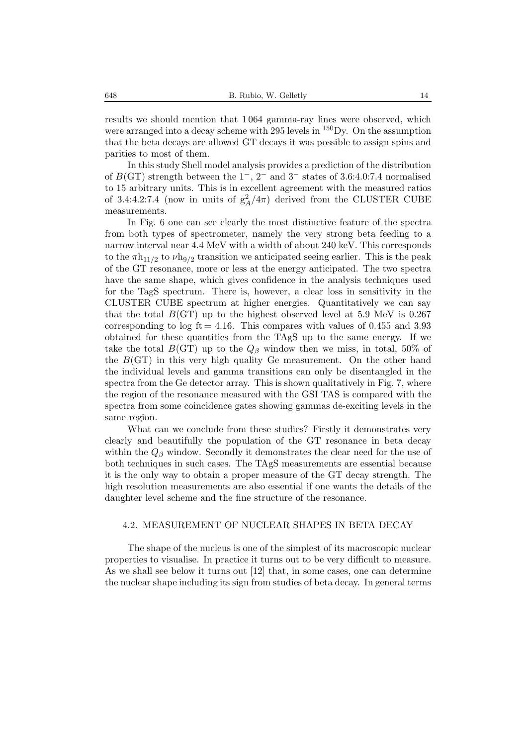results we should mention that 1 064 gamma-ray lines were observed, which were arranged into a decay scheme with 295 levels in $^{150}$Dy. On the assumption that the beta decays are allowed GT decays it was possible to assign spins and parities to most of them.

In this study Shell model analysis provides a prediction of the distribution of $B$(GT) strength between the $1^-$, $2^-$ and $3^-$ states of 3.6:4.0:7.4 normalised to 15 arbitrary units. This is in excellent agreement with the measured ratios of 3.4:4.2:7.4 (now in units of $g_A^2/4\pi$) derived from the CLUSTER CUBE measurements.

In Fig. 6 one can see clearly the most distinctive feature of the spectra from both types of spectrometer, namely the very strong beta feeding to a narrow interval near 4.4 MeV with a width of about 240 keV. This corresponds to the $\pi h_{11/2}$ to $\nu h_{9/2}$ transition we anticipated seeing earlier. This is the peak of the GT resonance, more or less at the energy anticipated. The two spectra have the same shape, which gives confidence in the analysis techniques used for the TagS spectrum. There is, however, a clear loss in sensitivity in the CLUSTER CUBE spectrum at higher energies. Quantitatively we can say that the total $B$(GT) up to the highest observed level at 5.9 MeV is 0.267 corresponding to $\log \mathrm{ft} = 4.16$. This compares with values of 0.455 and 3.93 obtained for these quantities from the TAgS up to the same energy. If we take the total $B$(GT) up to the $Q_\beta$ window then we miss, in total, 50% of the $B$(GT) in this very high quality Ge measurement. On the other hand the individual levels and gamma transitions can only be disentangled in the spectra from the Ge detector array. This is shown qualitatively in Fig. 7, where the region of the resonance measured with the GSI TAS is compared with the spectra from some coincidence gates showing gammas de-exciting levels in the same region.

What can we conclude from these studies? Firstly it demonstrates very clearly and beautifully the population of the GT resonance in beta decay within the $Q_\beta$ window. Secondly it demonstrates the clear need for the use of both techniques in such cases. The TAgS measurements are essential because it is the only way to obtain a proper measure of the GT decay strength. The high resolution measurements are also essential if one wants the details of the daughter level scheme and the fine structure of the resonance.

### 4.2. MEASUREMENT OF NUCLEAR SHAPES IN BETA DECAY

The shape of the nucleus is one of the simplest of its macroscopic nuclear properties to visualise. In practice it turns out to be very difficult to measure. As we shall see below it turns out [12] that, in some cases, one can determine the nuclear shape including its sign from studies of beta decay. In general terms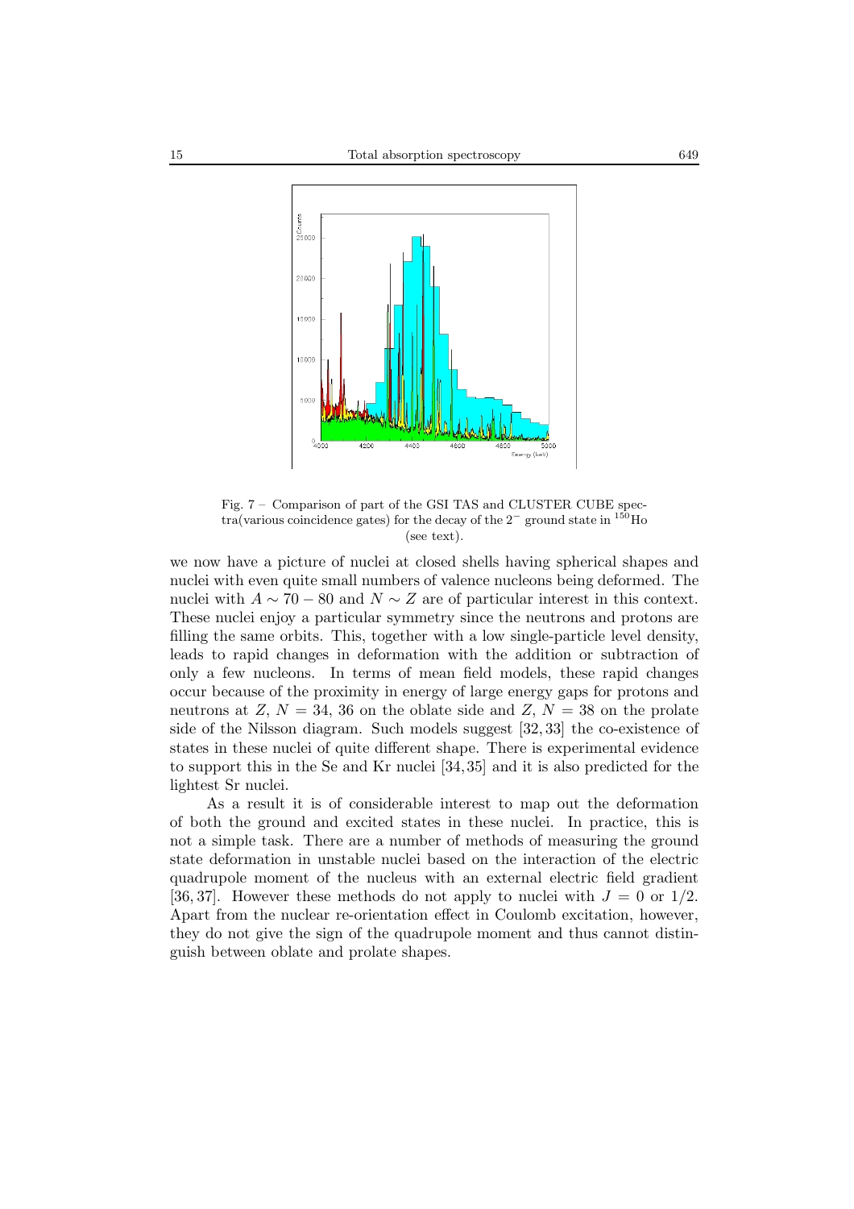Fig. 7 – Comparison of part of the GSI TAS and CLUSTER CUBE spectra(various coincidence gates) for the decay of the $2^-$ ground state in $^{150}$Ho (see text).

we now have a picture of nuclei at closed shells having spherical shapes and nuclei with even quite small numbers of valence nucleons being deformed. The nuclei with $A \sim 70 - 80$ and $N \sim Z$ are of particular interest in this context. These nuclei enjoy a particular symmetry since the neutrons and protons are filling the same orbits. This, together with a low single-particle level density, leads to rapid changes in deformation with the addition or subtraction of only a few nucleons. In terms of mean field models, these rapid changes occur because of the proximity in energy of large energy gaps for protons and neutrons at $Z$, $N = 34$, 36 on the oblate side and $Z$, $N = 38$ on the prolate side of the Nilsson diagram. Such models suggest [32, 33] the co-existence of states in these nuclei of quite different shape. There is experimental evidence to support this in the Se and Kr nuclei [34, 35] and it is also predicted for the lightest Sr nuclei.

As a result it is of considerable interest to map out the deformation of both the ground and excited states in these nuclei. In practice, this is not a simple task. There are a number of methods of measuring the ground state deformation in unstable nuclei based on the interaction of the electric quadrupole moment of the nucleus with an external electric field gradient [36, 37]. However these methods do not apply to nuclei with $J = 0$ or $1/2$. Apart from the nuclear re-orientation effect in Coulomb excitation, however, they do not give the sign of the quadrupole moment and thus cannot distinguish between oblate and prolate shapes.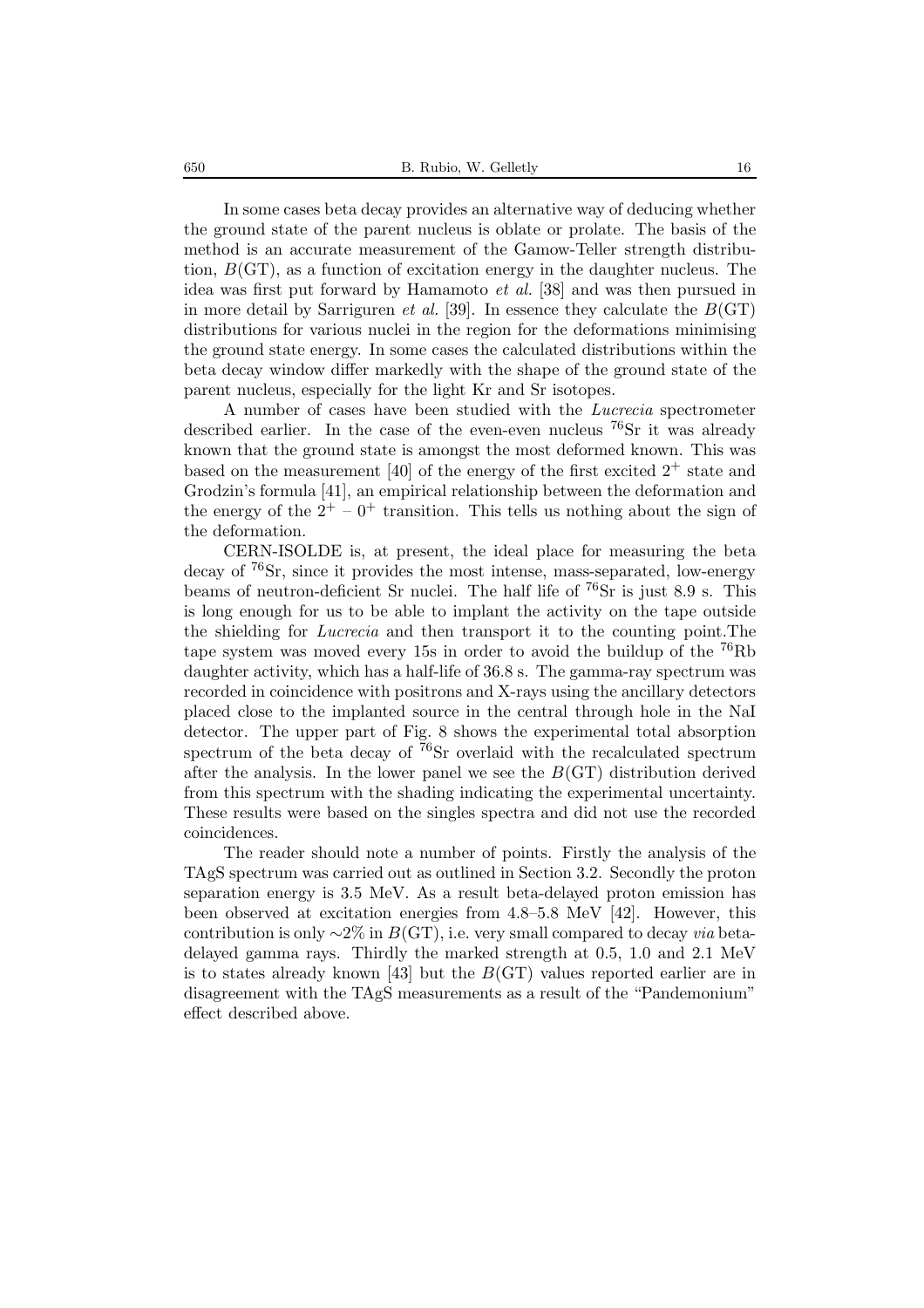In some cases beta decay provides an alternative way of deducing whether the ground state of the parent nucleus is oblate or prolate. The basis of the method is an accurate measurement of the Gamow-Teller strength distribution, $B(\mathrm{GT})$, as a function of excitation energy in the daughter nucleus. The idea was first put forward by Hamamoto *et al.* [38] and was then pursued in in more detail by Sarriguren *et al.* [39]. In essence they calculate the $B(\mathrm{GT})$ distributions for various nuclei in the region for the deformations minimising the ground state energy. In some cases the calculated distributions within the beta decay window differ markedly with the shape of the ground state of the parent nucleus, especially for the light Kr and Sr isotopes.

A number of cases have been studied with the *Lucrecia* spectrometer described earlier. In the case of the even-even nucleus $^{76}$Sr it was already known that the ground state is amongst the most deformed known. This was based on the measurement [40] of the energy of the first excited $2^+$ state and Grodzin's formula [41], an empirical relationship between the deformation and the energy of the $2^+ - 0^+$ transition. This tells us nothing about the sign of the deformation.

CERN-ISOLDE is, at present, the ideal place for measuring the beta decay of $^{76}$Sr, since it provides the most intense, mass-separated, low-energy beams of neutron-deficient Sr nuclei. The half life of $^{76}$Sr is just 8.9 s. This is long enough for us to be able to implant the activity on the tape outside the shielding for *Lucrecia* and then transport it to the counting point.The tape system was moved every 15s in order to avoid the buildup of the $^{76}$Rb daughter activity, which has a half-life of 36.8 s. The gamma-ray spectrum was recorded in coincidence with positrons and X-rays using the ancillary detectors placed close to the implanted source in the central through hole in the NaI detector. The upper part of Fig. 8 shows the experimental total absorption spectrum of the beta decay of $^{76}$Sr overlaid with the recalculated spectrum after the analysis. In the lower panel we see the $B(\mathrm{GT})$ distribution derived from this spectrum with the shading indicating the experimental uncertainty. These results were based on the singles spectra and did not use the recorded coincidences.

The reader should note a number of points. Firstly the analysis of the TAgS spectrum was carried out as outlined in Section 3.2. Secondly the proton separation energy is 3.5 MeV. As a result beta-delayed proton emission has been observed at excitation energies from 4.8–5.8 MeV [42]. However, this contribution is only $\sim$2% in $B(\mathrm{GT})$, i.e. very small compared to decay *via* beta-delayed gamma rays. Thirdly the marked strength at 0.5, 1.0 and 2.1 MeV is to states already known [43] but the $B(\mathrm{GT})$ values reported earlier are in disagreement with the TAgS measurements as a result of the "Pandemonium" effect described above.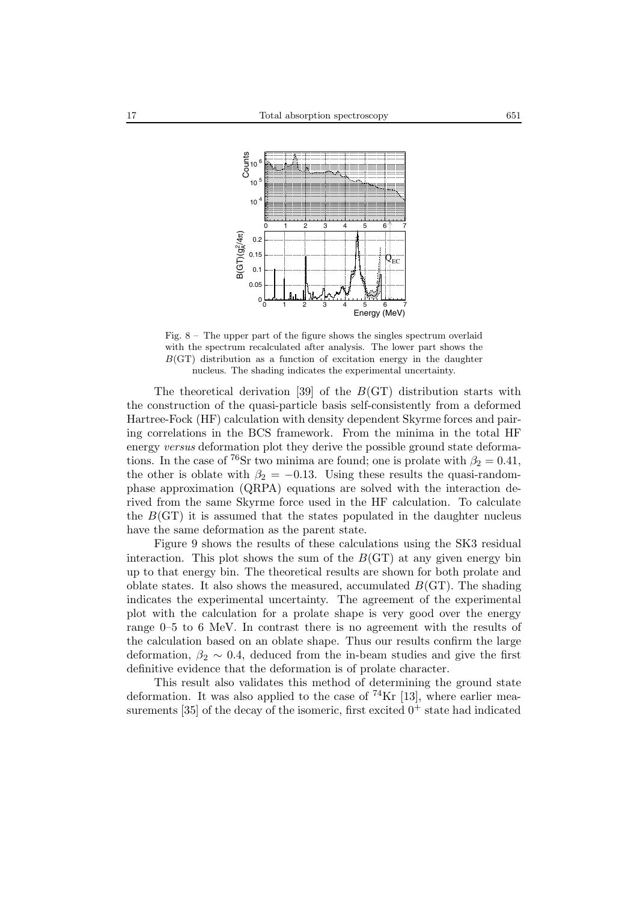Fig. 8 – The upper part of the figure shows the singles spectrum overlaid with the spectrum recalculated after analysis. The lower part shows the $B(\mathrm{GT})$ distribution as a function of excitation energy in the daughter nucleus. The shading indicates the experimental uncertainty.

The theoretical derivation [39] of the $B(\mathrm{GT})$ distribution starts with the construction of the quasi-particle basis self-consistently from a deformed Hartree-Fock (HF) calculation with density dependent Skyrme forces and pairing correlations in the BCS framework. From the minima in the total HF energy *versus* deformation plot they derive the possible ground state deformations. In the case of $^{76}$Sr two minima are found; one is prolate with $\beta_2 = 0.41$, the other is oblate with $\beta_2 = -0.13$. Using these results the quasi-random-phase approximation (QRPA) equations are solved with the interaction derived from the same Skyrme force used in the HF calculation. To calculate the $B(\mathrm{GT})$ it is assumed that the states populated in the daughter nucleus have the same deformation as the parent state.

Figure 9 shows the results of these calculations using the SK3 residual interaction. This plot shows the sum of the $B(\mathrm{GT})$ at any given energy bin up to that energy bin. The theoretical results are shown for both prolate and oblate states. It also shows the measured, accumulated $B(\mathrm{GT})$. The shading indicates the experimental uncertainty. The agreement of the experimental plot with the calculation for a prolate shape is very good over the energy range 0–5 to 6 MeV. In contrast there is no agreement with the results of the calculation based on an oblate shape. Thus our results confirm the large deformation, $\beta_2 \sim 0.4$, deduced from the in-beam studies and give the first definitive evidence that the deformation is of prolate character.

This result also validates this method of determining the ground state deformation. It was also applied to the case of $^{74}$Kr [13], where earlier measurements [35] of the decay of the isomeric, first excited $0^+$ state had indicated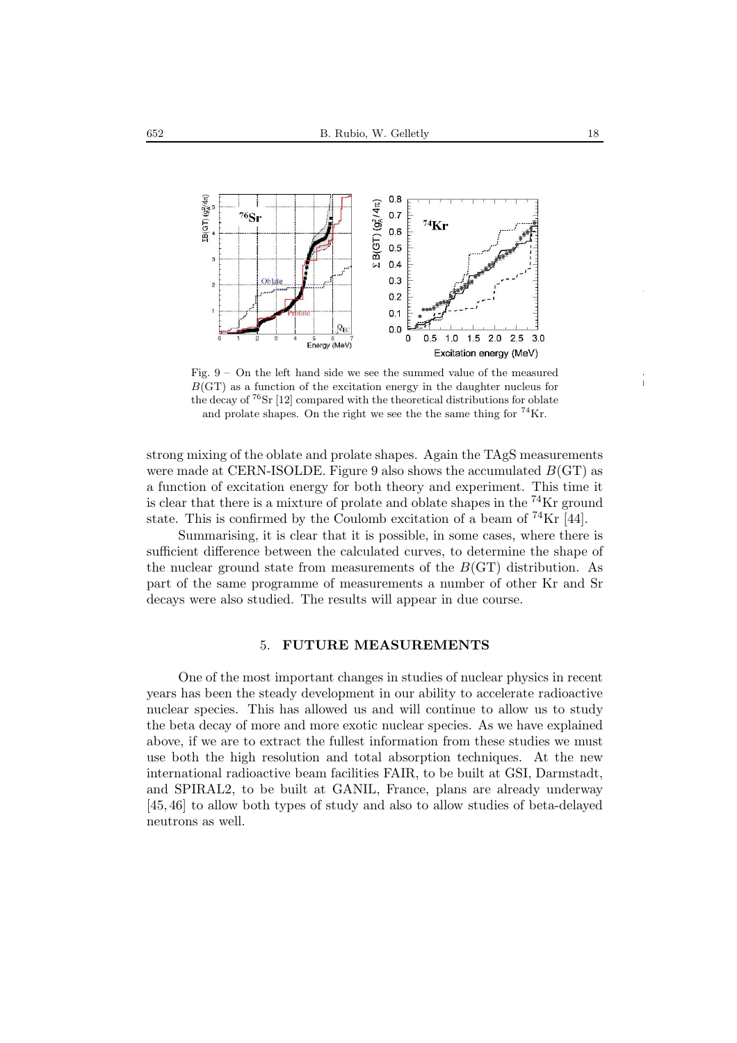Fig. 9 – On the left hand side we see the summed value of the measured $B(\mathrm{GT})$ as a function of the excitation energy in the daughter nucleus for the decay of $^{76}$Sr [12] compared with the theoretical distributions for oblate and prolate shapes. On the right we see the the same thing for $^{74}$Kr.

strong mixing of the oblate and prolate shapes. Again the TAgS measurements were made at CERN-ISOLDE. Figure 9 also shows the accumulated $B(\mathrm{GT})$ as a function of excitation energy for both theory and experiment. This time it is clear that there is a mixture of prolate and oblate shapes in the $^{74}$Kr ground state. This is confirmed by the Coulomb excitation of a beam of $^{74}$Kr [44].

Summarising, it is clear that it is possible, in some cases, where there is sufficient difference between the calculated curves, to determine the shape of the nuclear ground state from measurements of the $B(\mathrm{GT})$ distribution. As part of the same programme of measurements a number of other Kr and Sr decays were also studied. The results will appear in due course.

## 5. FUTURE MEASUREMENTS

One of the most important changes in studies of nuclear physics in recent years has been the steady development in our ability to accelerate radioactive nuclear species. This has allowed us and will continue to allow us to study the beta decay of more and more exotic nuclear species. As we have explained above, if we are to extract the fullest information from these studies we must use both the high resolution and total absorption techniques. At the new international radioactive beam facilities FAIR, to be built at GSI, Darmstadt, and SPIRAL2, to be built at GANIL, France, plans are already underway [45, 46] to allow both types of study and also to allow studies of beta-delayed neutrons as well.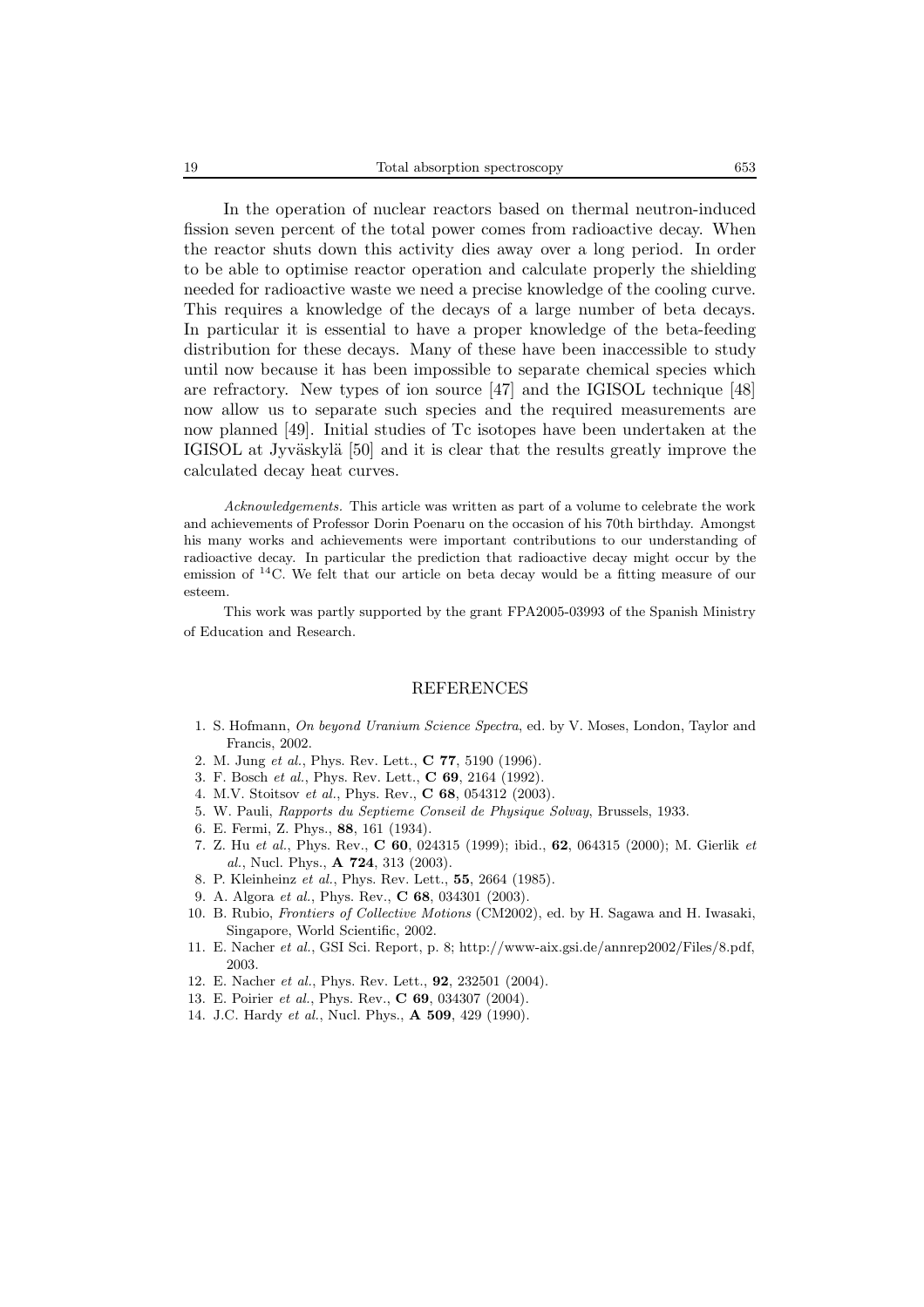In the operation of nuclear reactors based on thermal neutron-induced fission seven percent of the total power comes from radioactive decay. When the reactor shuts down this activity dies away over a long period. In order to be able to optimise reactor operation and calculate properly the shielding needed for radioactive waste we need a precise knowledge of the cooling curve. This requires a knowledge of the decays of a large number of beta decays. In particular it is essential to have a proper knowledge of the beta-feeding distribution for these decays. Many of these have been inaccessible to study until now because it has been impossible to separate chemical species which are refractory. New types of ion source [47] and the IGISOL technique [48] now allow us to separate such species and the required measurements are now planned [49]. Initial studies of Tc isotopes have been undertaken at the IGISOL at Jyväskylä [50] and it is clear that the results greatly improve the calculated decay heat curves.

*Acknowledgements.* This article was written as part of a volume to celebrate the work and achievements of Professor Dorin Poenaru on the occasion of his 70th birthday. Amongst his many works and achievements were important contributions to our understanding of radioactive decay. In particular the prediction that radioactive decay might occur by the emission of $^{14}$C. We felt that our article on beta decay would be a fitting measure of our esteem.

This work was partly supported by the grant FPA2005-03993 of the Spanish Ministry of Education and Research.

## REFERENCES

1. S. Hofmann, *On beyond Uranium Science Spectra*, ed. by V. Moses, London, Taylor and Francis, 2002.
2. M. Jung *et al.*, Phys. Rev. Lett., **C 77**, 5190 (1996).
3. F. Bosch *et al.*, Phys. Rev. Lett., **C 69**, 2164 (1992).
4. M.V. Stoitsov *et al.*, Phys. Rev., **C 68**, 054312 (2003).
5. W. Pauli, *Rapports du Septieme Conseil de Physique Solvay*, Brussels, 1933.
6. E. Fermi, Z. Phys., **88**, 161 (1934).
7. Z. Hu *et al.*, Phys. Rev., **C 60**, 024315 (1999); ibid., **62**, 064315 (2000); M. Gierlik *et al.*, Nucl. Phys., **A 724**, 313 (2003).
8. P. Kleinheinz *et al.*, Phys. Rev. Lett., **55**, 2664 (1985).
9. A. Algora *et al.*, Phys. Rev., **C 68**, 034301 (2003).
10. B. Rubio, *Frontiers of Collective Motions* (CM2002), ed. by H. Sagawa and H. Iwasaki, Singapore, World Scientific, 2002.
11. E. Nacher *et al.*, GSI Sci. Report, p. 8; http://www-aix.gsi.de/annrep2002/Files/8.pdf, 2003.
12. E. Nacher *et al.*, Phys. Rev. Lett., **92**, 232501 (2004).
13. E. Poirier *et al.*, Phys. Rev., **C 69**, 034307 (2004).
14. J.C. Hardy *et al.*, Nucl. Phys., **A 509**, 429 (1990).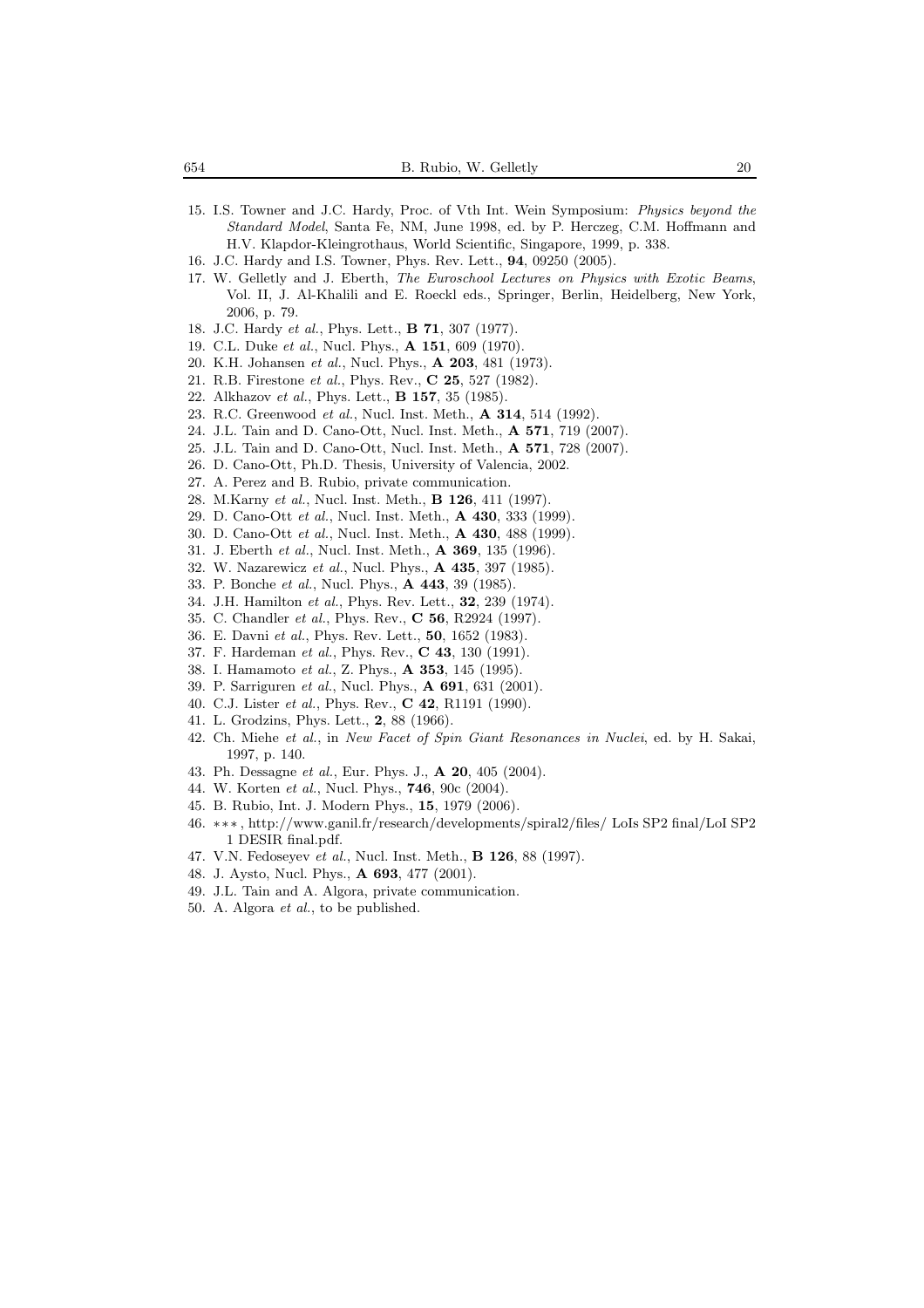15. I.S. Towner and J.C. Hardy, Proc. of Vth Int. Wein Symposium: *Physics beyond the Standard Model*, Santa Fe, NM, June 1998, ed. by P. Herczeg, C.M. Hoffmann and H.V. Klapdor-Kleingrothaus, World Scientific, Singapore, 1999, p. 338.
16. J.C. Hardy and I.S. Towner, Phys. Rev. Lett., **94**, 09250 (2005).
17. W. Gelletly and J. Eberth, *The Euroschool Lectures on Physics with Exotic Beams*, Vol. II, J. Al-Khalili and E. Roeckl eds., Springer, Berlin, Heidelberg, New York, 2006, p. 79.
18. J.C. Hardy *et al.*, Phys. Lett., **B 71**, 307 (1977).
19. C.L. Duke *et al.*, Nucl. Phys., **A 151**, 609 (1970).
20. K.H. Johansen *et al.*, Nucl. Phys., **A 203**, 481 (1973).
21. R.B. Firestone *et al.*, Phys. Rev., **C 25**, 527 (1982).
22. Alkhazov *et al.*, Phys. Lett., **B 157**, 35 (1985).
23. R.C. Greenwood *et al.*, Nucl. Inst. Meth., **A 314**, 514 (1992).
24. J.L. Tain and D. Cano-Ott, Nucl. Inst. Meth., **A 571**, 719 (2007).
25. J.L. Tain and D. Cano-Ott, Nucl. Inst. Meth., **A 571**, 728 (2007).
26. D. Cano-Ott, Ph.D. Thesis, University of Valencia, 2002.
27. A. Perez and B. Rubio, private communication.
28. M.Karny *et al.*, Nucl. Inst. Meth., **B 126**, 411 (1997).
29. D. Cano-Ott *et al.*, Nucl. Inst. Meth., **A 430**, 333 (1999).
30. D. Cano-Ott *et al.*, Nucl. Inst. Meth., **A 430**, 488 (1999).
31. J. Eberth *et al.*, Nucl. Inst. Meth., **A 369**, 135 (1996).
32. W. Nazarewicz *et al.*, Nucl. Phys., **A 435**, 397 (1985).
33. P. Bonche *et al.*, Nucl. Phys., **A 443**, 39 (1985).
34. J.H. Hamilton *et al.*, Phys. Rev. Lett., **32**, 239 (1974).
35. C. Chandler *et al.*, Phys. Rev., **C 56**, R2924 (1997).
36. E. Davni *et al.*, Phys. Rev. Lett., **50**, 1652 (1983).
37. F. Hardeman *et al.*, Phys. Rev., **C 43**, 130 (1991).
38. I. Hamamoto *et al.*, Z. Phys., **A 353**, 145 (1995).
39. P. Sarriguren *et al.*, Nucl. Phys., **A 691**, 631 (2001).
40. C.J. Lister *et al.*, Phys. Rev., **C 42**, R1191 (1990).
41. L. Grodzins, Phys. Lett., **2**, 88 (1966).
42. Ch. Miehe *et al.*, in *New Facet of Spin Giant Resonances in Nuclei*, ed. by H. Sakai, 1997, p. 140.
43. Ph. Dessagne *et al.*, Eur. Phys. J., **A 20**, 405 (2004).
44. W. Korten *et al.*, Nucl. Phys., **746**, 90c (2004).
45. B. Rubio, Int. J. Modern Phys., **15**, 1979 (2006).
46. ∗∗∗, http://www.ganil.fr/research/developments/spiral2/files/ LoIs SP2 final/LoI SP2 1 DESIR final.pdf.
47. V.N. Fedoseyev *et al.*, Nucl. Inst. Meth., **B 126**, 88 (1997).
48. J. Aysto, Nucl. Phys., **A 693**, 477 (2001).
49. J.L. Tain and A. Algora, private communication.
50. A. Algora *et al.*, to be published.